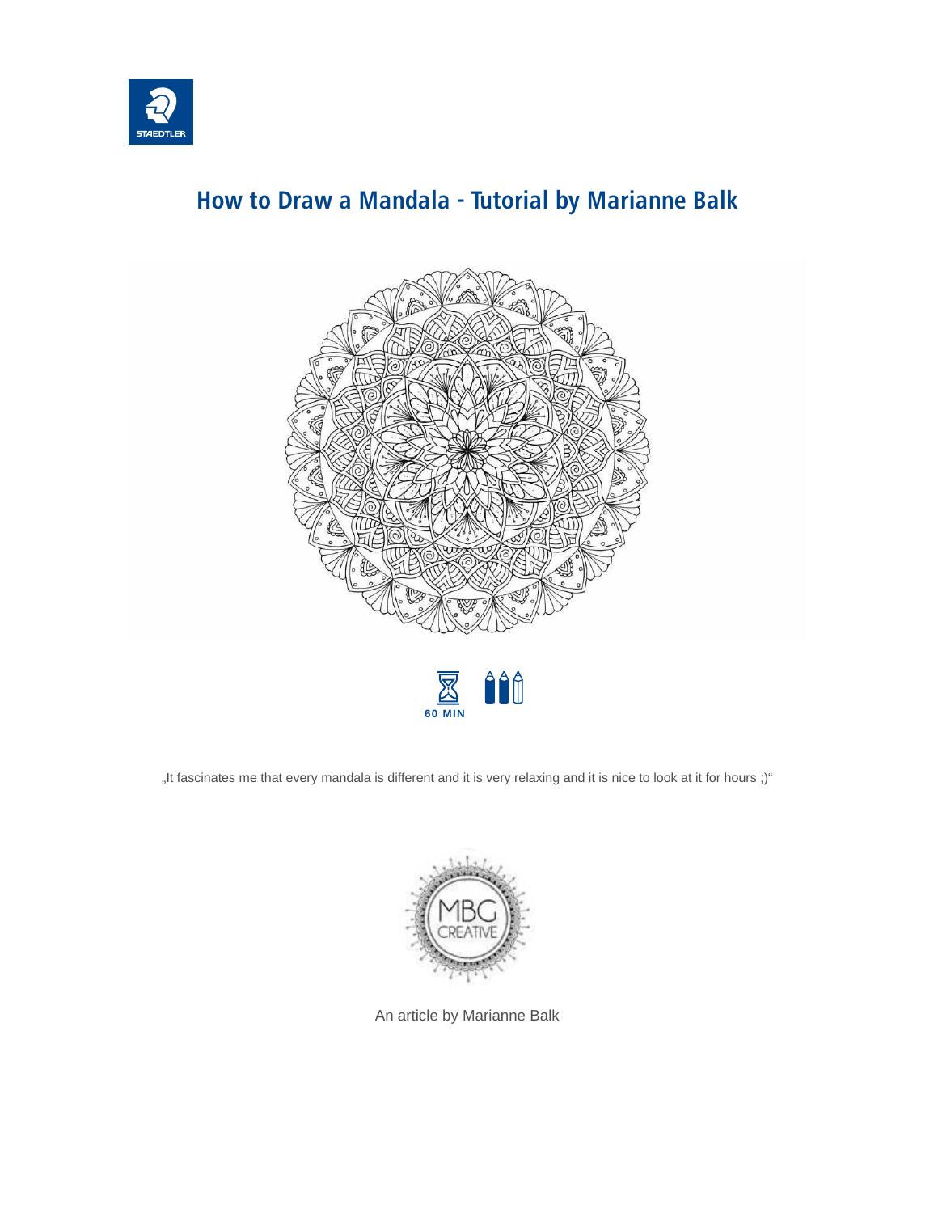# How to Draw a Mandala - Tutorial by Marianne Balk

60 MIN

„It fascinates me that every mandala is different and it is very relaxing and it is nice to look at it for hours ;)"

An article by Marianne Balk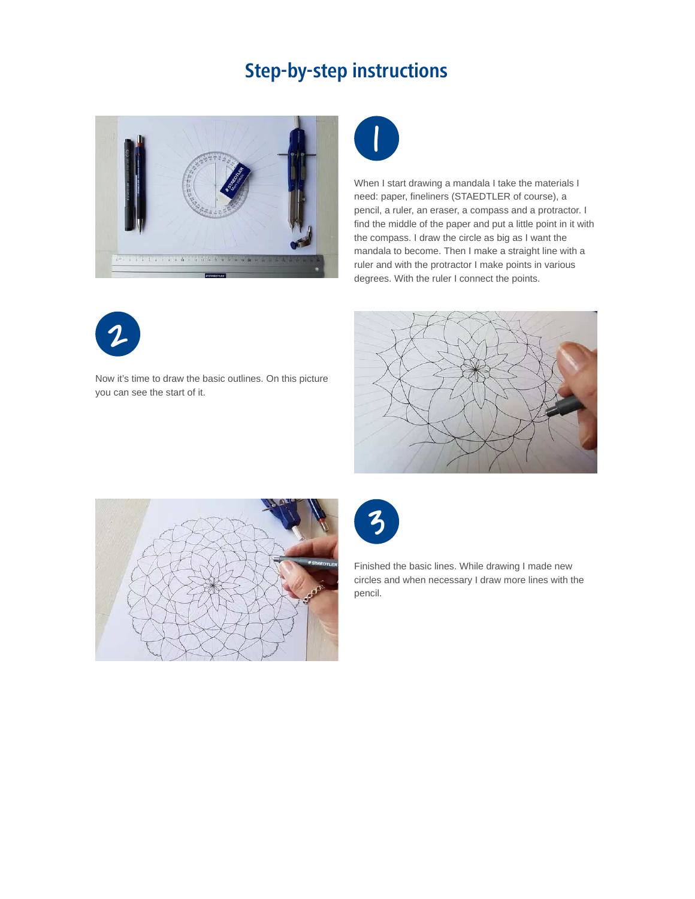# Step-by-step instructions

## 1

When I start drawing a mandala I take the materials I need: paper, fineliners (STAEDTLER of course), a pencil, a ruler, an eraser, a compass and a protractor. I find the middle of the paper and put a little point in it with the compass. I draw the circle as big as I want the mandala to become. Then I make a straight line with a ruler and with the protractor I make points in various degrees. With the ruler I connect the points.

## 2

Now it's time to draw the basic outlines. On this picture you can see the start of it.

## 3

Finished the basic lines. While drawing I made new circles and when necessary I draw more lines with the pencil.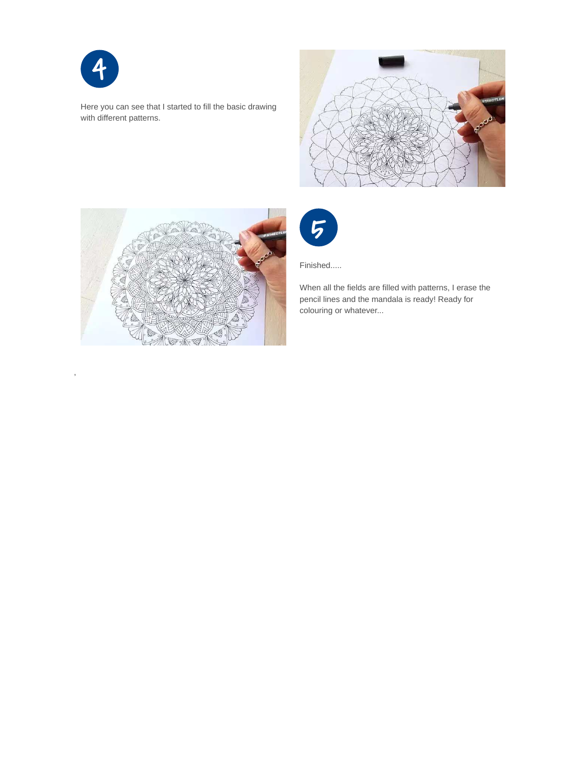4

Here you can see that I started to fill the basic drawing with different patterns.

5

Finished.....

When all the fields are filled with patterns, I erase the pencil lines and the mandala is ready! Ready for colouring or whatever...

,